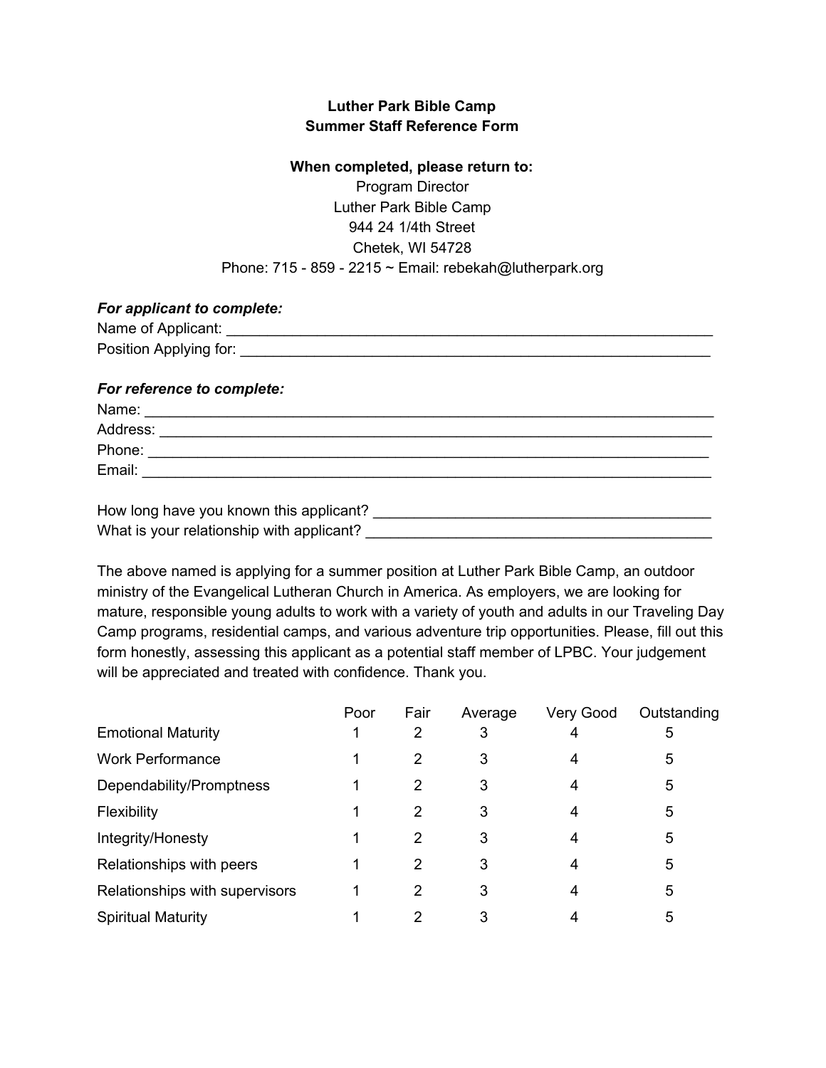**Luther Park Bible Camp**
**Summer Staff Reference Form**

**When completed, please return to:**

Program Director
Luther Park Bible Camp
944 24 1/4th Street
Chetek, WI 54728
Phone: 715 - 859 - 2215 ~ Email: rebekah@lutherpark.org

***For applicant to complete:***

Name of Applicant: ____________________________________________________________

Position Applying for: __________________________________________________________

***For reference to complete:***

Name: _____________________________________________________________________

Address: ___________________________________________________________________

Phone: _____________________________________________________________________

Email: _____________________________________________________________________

How long have you known this applicant? ________________________________________

What is your relationship with applicant? _________________________________________

The above named is applying for a summer position at Luther Park Bible Camp, an outdoor ministry of the Evangelical Lutheran Church in America. As employers, we are looking for mature, responsible young adults to work with a variety of youth and adults in our Traveling Day Camp programs, residential camps, and various adventure trip opportunities. Please, fill out this form honestly, assessing this applicant as a potential staff member of LPBC. Your judgement will be appreciated and treated with confidence. Thank you.

| | Poor | Fair | Average | Very Good | Outstanding |
|---|---|---|---|---|---|
| Emotional Maturity | 1 | 2 | 3 | 4 | 5 |
| Work Performance | 1 | 2 | 3 | 4 | 5 |
| Dependability/Promptness | 1 | 2 | 3 | 4 | 5 |
| Flexibility | 1 | 2 | 3 | 4 | 5 |
| Integrity/Honesty | 1 | 2 | 3 | 4 | 5 |
| Relationships with peers | 1 | 2 | 3 | 4 | 5 |
| Relationships with supervisors | 1 | 2 | 3 | 4 | 5 |
| Spiritual Maturity | 1 | 2 | 3 | 4 | 5 |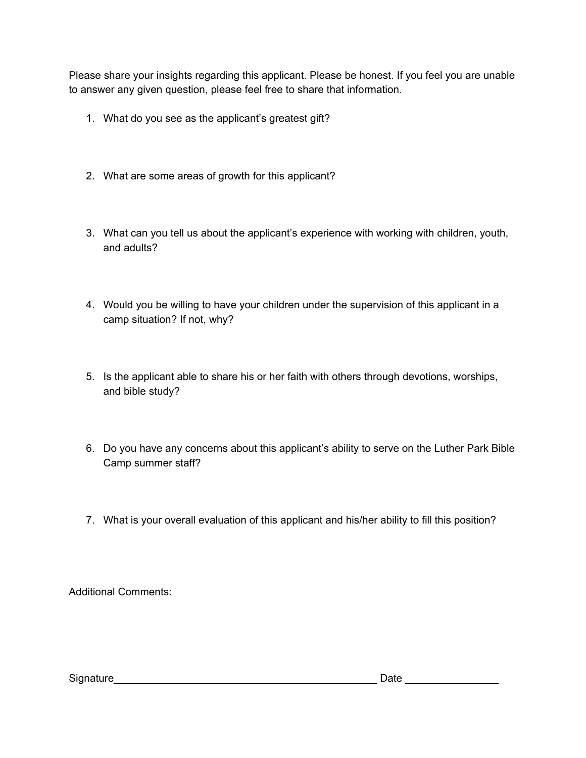Please share your insights regarding this applicant. Please be honest. If you feel you are unable to answer any given question, please feel free to share that information.

1. What do you see as the applicant's greatest gift?

2. What are some areas of growth for this applicant?

3. What can you tell us about the applicant's experience with working with children, youth, and adults?

4. Would you be willing to have your children under the supervision of this applicant in a camp situation? If not, why?

5. Is the applicant able to share his or her faith with others through devotions, worships, and bible study?

6. Do you have any concerns about this applicant's ability to serve on the Luther Park Bible Camp summer staff?

7. What is your overall evaluation of this applicant and his/her ability to fill this position?

Additional Comments:

Signature_______________________________________________ Date ________________